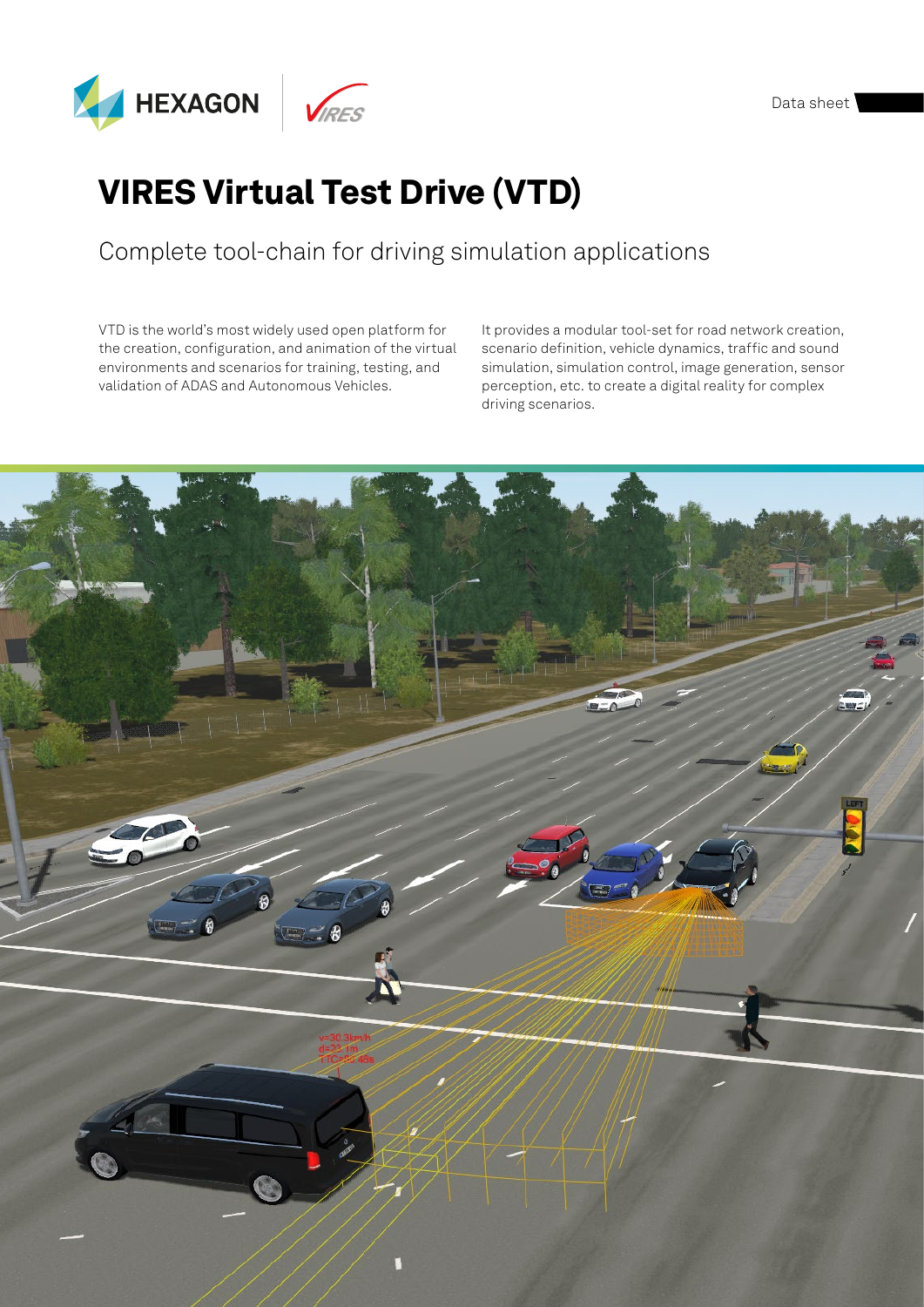Data sheet

# VIRES Virtual Test Drive (VTD)

## Complete tool-chain for driving simulation applications

VTD is the world's most widely used open platform for the creation, configuration, and animation of the virtual environments and scenarios for training, testing, and validation of ADAS and Autonomous Vehicles.

It provides a modular tool-set for road network creation, scenario definition, vehicle dynamics, traffic and sound simulation, simulation control, image generation, sensor perception, etc. to create a digital reality for complex driving scenarios.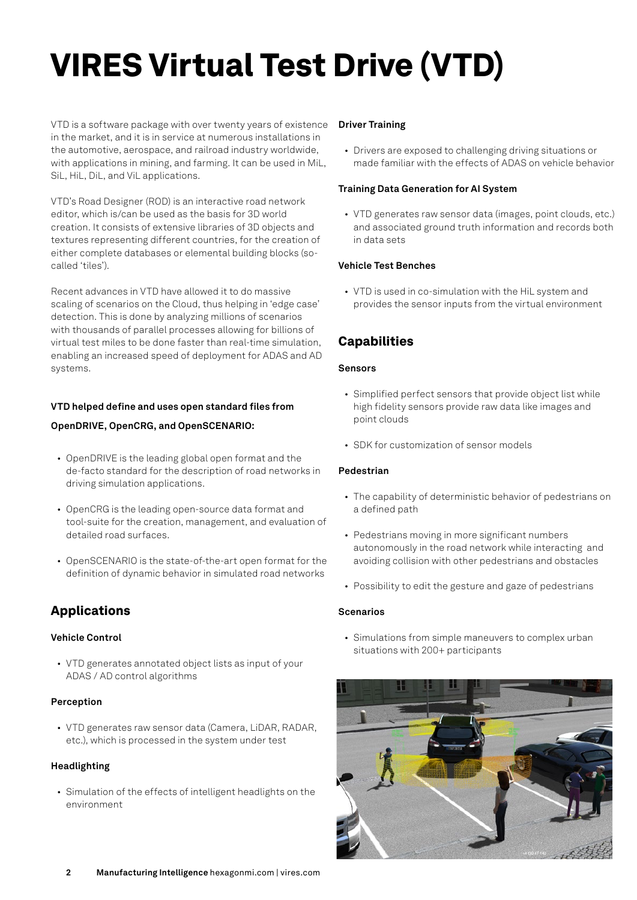# VIRES Virtual Test Drive (VTD)

VTD is a software package with over twenty years of existence in the market, and it is in service at numerous installations in the automotive, aerospace, and railroad industry worldwide, with applications in mining, and farming. It can be used in MiL, SiL, HiL, DiL, and ViL applications.

VTD's Road Designer (ROD) is an interactive road network editor, which is/can be used as the basis for 3D world creation. It consists of extensive libraries of 3D objects and textures representing different countries, for the creation of either complete databases or elemental building blocks (so-called 'tiles').

Recent advances in VTD have allowed it to do massive scaling of scenarios on the Cloud, thus helping in 'edge case' detection. This is done by analyzing millions of scenarios with thousands of parallel processes allowing for billions of virtual test miles to be done faster than real-time simulation, enabling an increased speed of deployment for ADAS and AD systems.

**VTD helped define and uses open standard files from OpenDRIVE, OpenCRG, and OpenSCENARIO:**

- OpenDRIVE is the leading global open format and the de-facto standard for the description of road networks in driving simulation applications.
- OpenCRG is the leading open-source data format and tool-suite for the creation, management, and evaluation of detailed road surfaces.
- OpenSCENARIO is the state-of-the-art open format for the definition of dynamic behavior in simulated road networks

## Applications

**Vehicle Control**

- VTD generates annotated object lists as input of your ADAS / AD control algorithms

**Perception**

- VTD generates raw sensor data (Camera, LiDAR, RADAR, etc.), which is processed in the system under test

**Headlighting**

- Simulation of the effects of intelligent headlights on the environment

**Driver Training**

- Drivers are exposed to challenging driving situations or made familiar with the effects of ADAS on vehicle behavior

**Training Data Generation for AI System**

- VTD generates raw sensor data (images, point clouds, etc.) and associated ground truth information and records both in data sets

**Vehicle Test Benches**

- VTD is used in co-simulation with the HiL system and provides the sensor inputs from the virtual environment

## Capabilities

**Sensors**

- Simplified perfect sensors that provide object list while high fidelity sensors provide raw data like images and point clouds
- SDK for customization of sensor models

**Pedestrian**

- The capability of deterministic behavior of pedestrians on a defined path
- Pedestrians moving in more significant numbers autonomously in the road network while interacting and avoiding collision with other pedestrians and obstacles
- Possibility to edit the gesture and gaze of pedestrians

**Scenarios**

- Simulations from simple maneuvers to complex urban situations with 200+ participants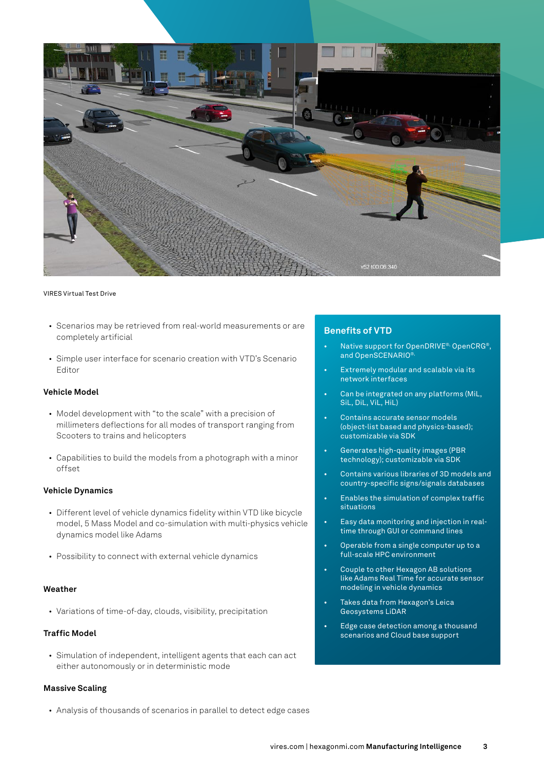VIRES Virtual Test Drive

- Scenarios may be retrieved from real-world measurements or are completely artificial
- Simple user interface for scenario creation with VTD's Scenario Editor

### Vehicle Model

- Model development with "to the scale" with a precision of millimeters deflections for all modes of transport ranging from Scooters to trains and helicopters
- Capabilities to build the models from a photograph with a minor offset

### Vehicle Dynamics

- Different level of vehicle dynamics fidelity within VTD like bicycle model, 5 Mass Model and co-simulation with multi-physics vehicle dynamics model like Adams
- Possibility to connect with external vehicle dynamics

### Weather

- Variations of time-of-day, clouds, visibility, precipitation

### Traffic Model

- Simulation of independent, intelligent agents that each can act either autonomously or in deterministic mode

### Massive Scaling

- Analysis of thousands of scenarios in parallel to detect edge cases

## Benefits of VTD

- Native support for OpenDRIVE®, OpenCRG®, and OpenSCENARIO®.
- Extremely modular and scalable via its network interfaces
- Can be integrated on any platforms (MiL, SiL, DiL, ViL, HiL)
- Contains accurate sensor models (object-list based and physics-based); customizable via SDK
- Generates high-quality images (PBR technology); customizable via SDK
- Contains various libraries of 3D models and country-specific signs/signals databases
- Enables the simulation of complex traffic situations
- Easy data monitoring and injection in real-time through GUI or command lines
- Operable from a single computer up to a full-scale HPC environment
- Couple to other Hexagon AB solutions like Adams Real Time for accurate sensor modeling in vehicle dynamics
- Takes data from Hexagon's Leica Geosystems LiDAR
- Edge case detection among a thousand scenarios and Cloud base support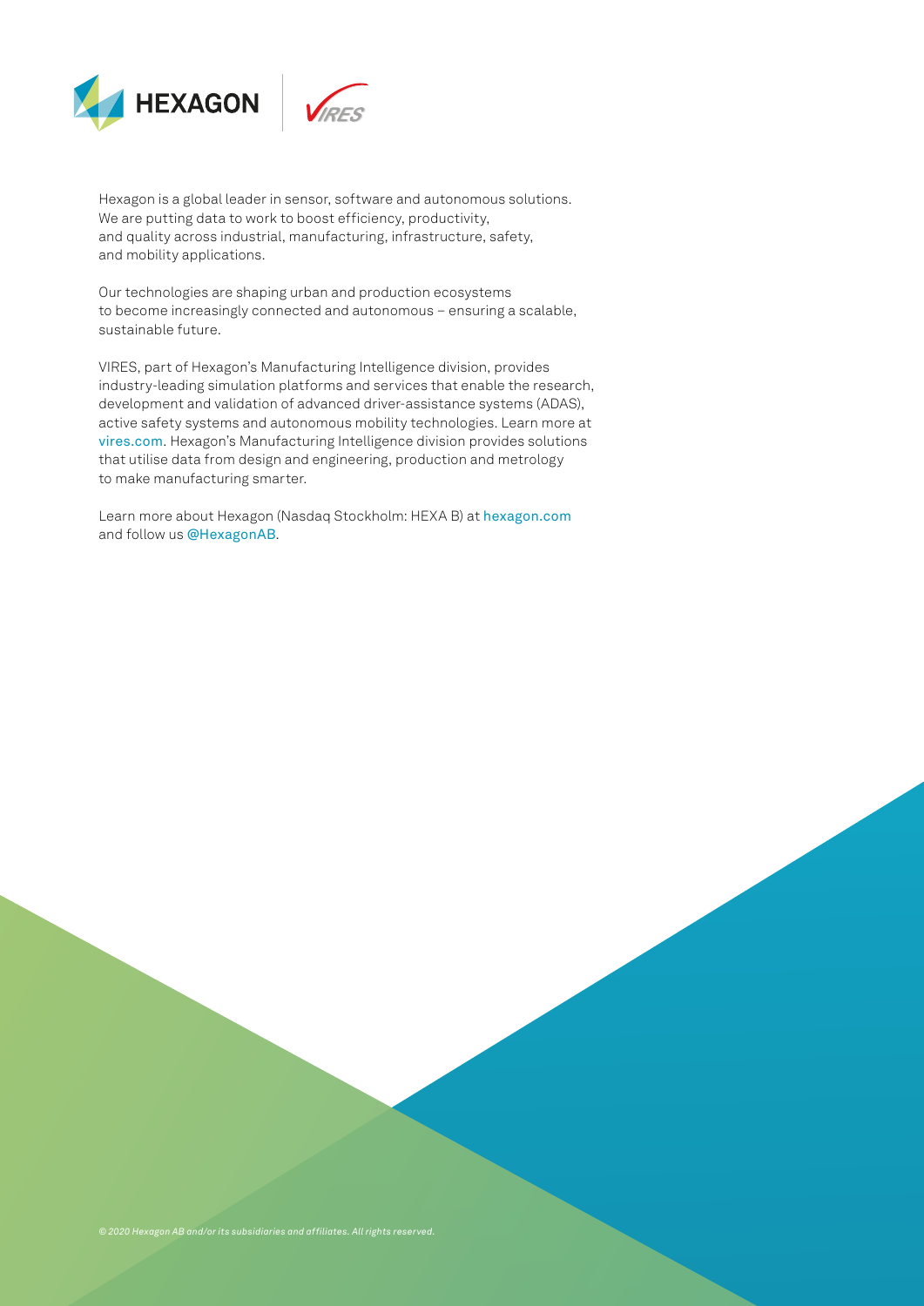Hexagon is a global leader in sensor, software and autonomous solutions. We are putting data to work to boost efficiency, productivity, and quality across industrial, manufacturing, infrastructure, safety, and mobility applications.

Our technologies are shaping urban and production ecosystems to become increasingly connected and autonomous – ensuring a scalable, sustainable future.

VIRES, part of Hexagon's Manufacturing Intelligence division, provides industry-leading simulation platforms and services that enable the research, development and validation of advanced driver-assistance systems (ADAS), active safety systems and autonomous mobility technologies. Learn more at vires.com. Hexagon's Manufacturing Intelligence division provides solutions that utilise data from design and engineering, production and metrology to make manufacturing smarter.

Learn more about Hexagon (Nasdaq Stockholm: HEXA B) at hexagon.com and follow us @HexagonAB.

*© 2020 Hexagon AB and/or its subsidiaries and affiliates. All rights reserved.*